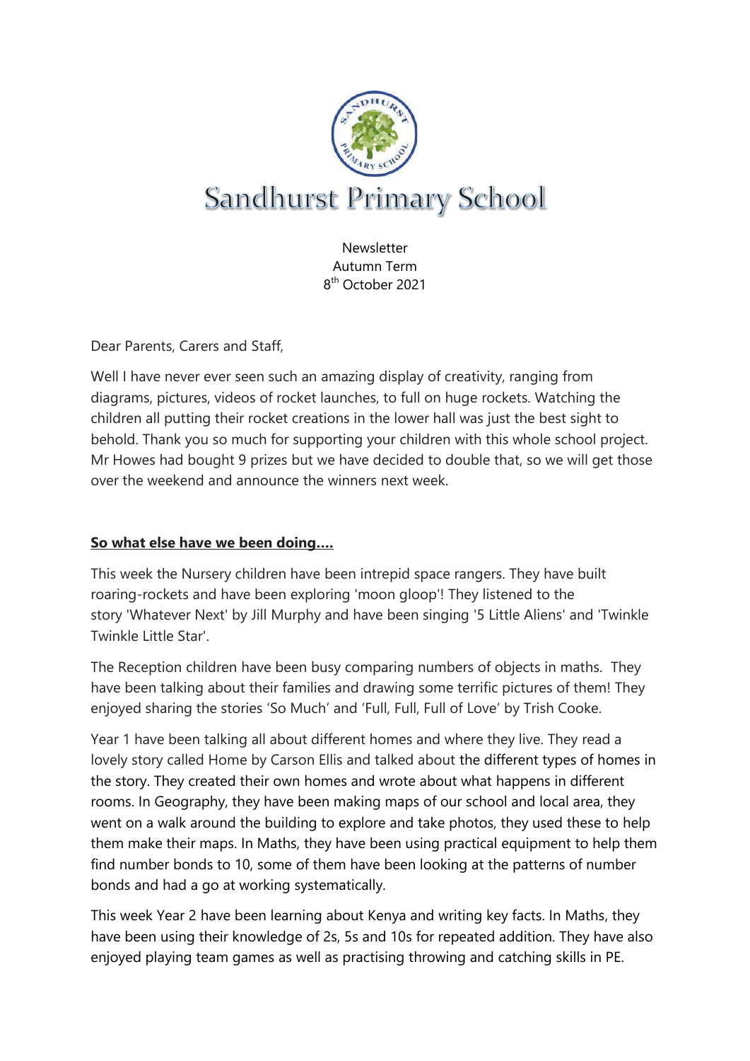# Sandhurst Primary School

Newsletter
Autumn Term
8th October 2021

Dear Parents, Carers and Staff,

Well I have never ever seen such an amazing display of creativity, ranging from diagrams, pictures, videos of rocket launches, to full on huge rockets. Watching the children all putting their rocket creations in the lower hall was just the best sight to behold. Thank you so much for supporting your children with this whole school project. Mr Howes had bought 9 prizes but we have decided to double that, so we will get those over the weekend and announce the winners next week.

**So what else have we been doing….**

This week the Nursery children have been intrepid space rangers. They have built roaring-rockets and have been exploring 'moon gloop'! They listened to the story 'Whatever Next' by Jill Murphy and have been singing '5 Little Aliens' and 'Twinkle Twinkle Little Star'.

The Reception children have been busy comparing numbers of objects in maths. They have been talking about their families and drawing some terrific pictures of them! They enjoyed sharing the stories 'So Much' and 'Full, Full, Full of Love' by Trish Cooke.

Year 1 have been talking all about different homes and where they live. They read a lovely story called Home by Carson Ellis and talked about the different types of homes in the story. They created their own homes and wrote about what happens in different rooms. In Geography, they have been making maps of our school and local area, they went on a walk around the building to explore and take photos, they used these to help them make their maps. In Maths, they have been using practical equipment to help them find number bonds to 10, some of them have been looking at the patterns of number bonds and had a go at working systematically.

This week Year 2 have been learning about Kenya and writing key facts. In Maths, they have been using their knowledge of 2s, 5s and 10s for repeated addition. They have also enjoyed playing team games as well as practising throwing and catching skills in PE.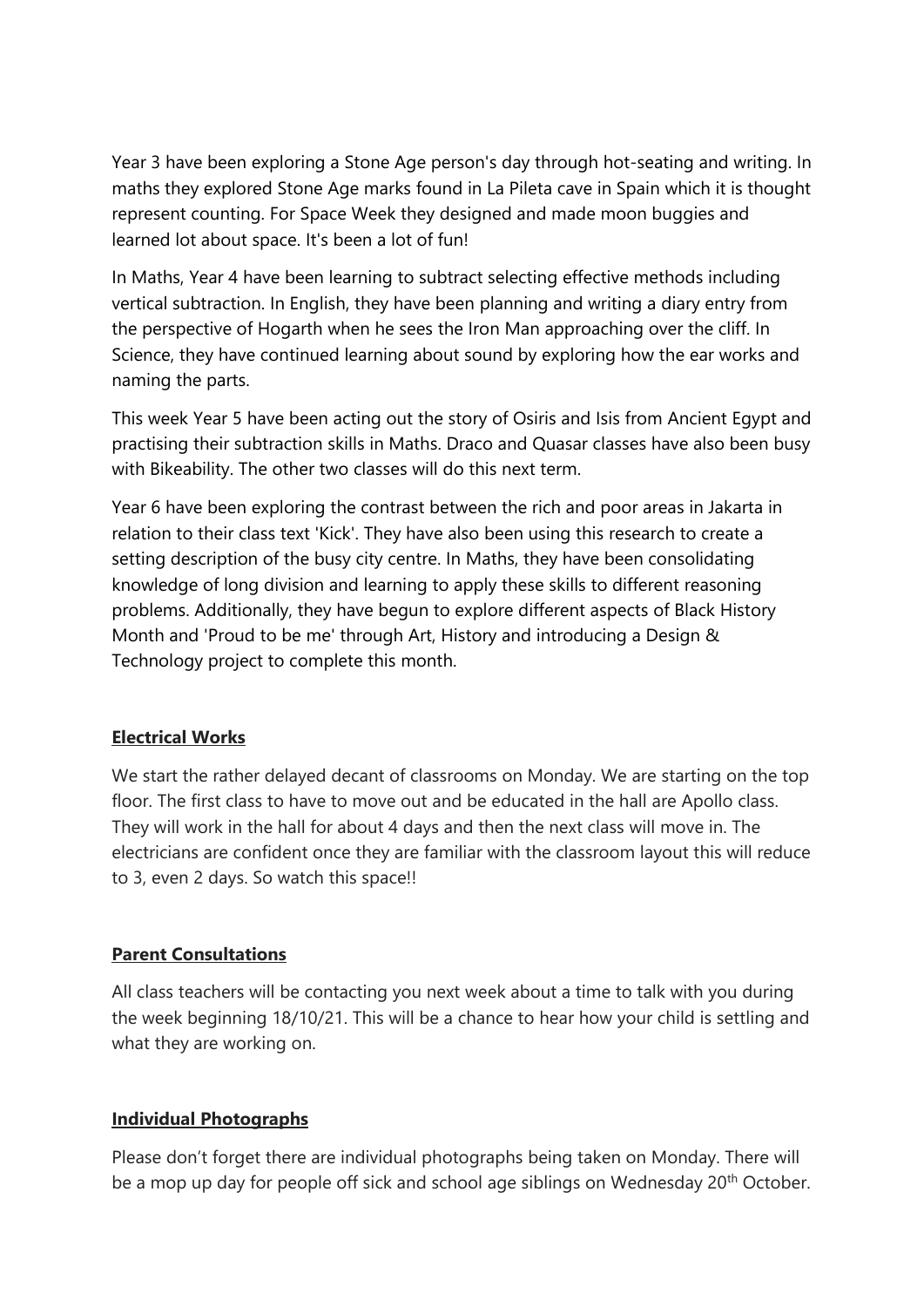Year 3 have been exploring a Stone Age person's day through hot-seating and writing. In maths they explored Stone Age marks found in La Pileta cave in Spain which it is thought represent counting. For Space Week they designed and made moon buggies and learned lot about space. It's been a lot of fun!

In Maths, Year 4 have been learning to subtract selecting effective methods including vertical subtraction. In English, they have been planning and writing a diary entry from the perspective of Hogarth when he sees the Iron Man approaching over the cliff. In Science, they have continued learning about sound by exploring how the ear works and naming the parts.

This week Year 5 have been acting out the story of Osiris and Isis from Ancient Egypt and practising their subtraction skills in Maths. Draco and Quasar classes have also been busy with Bikeability. The other two classes will do this next term.

Year 6 have been exploring the contrast between the rich and poor areas in Jakarta in relation to their class text 'Kick'. They have also been using this research to create a setting description of the busy city centre. In Maths, they have been consolidating knowledge of long division and learning to apply these skills to different reasoning problems. Additionally, they have begun to explore different aspects of Black History Month and 'Proud to be me' through Art, History and introducing a Design & Technology project to complete this month.

**Electrical Works**

We start the rather delayed decant of classrooms on Monday. We are starting on the top floor. The first class to have to move out and be educated in the hall are Apollo class. They will work in the hall for about 4 days and then the next class will move in. The electricians are confident once they are familiar with the classroom layout this will reduce to 3, even 2 days. So watch this space!!

**Parent Consultations**

All class teachers will be contacting you next week about a time to talk with you during the week beginning 18/10/21. This will be a chance to hear how your child is settling and what they are working on.

**Individual Photographs**

Please don't forget there are individual photographs being taken on Monday. There will be a mop up day for people off sick and school age siblings on Wednesday 20th October.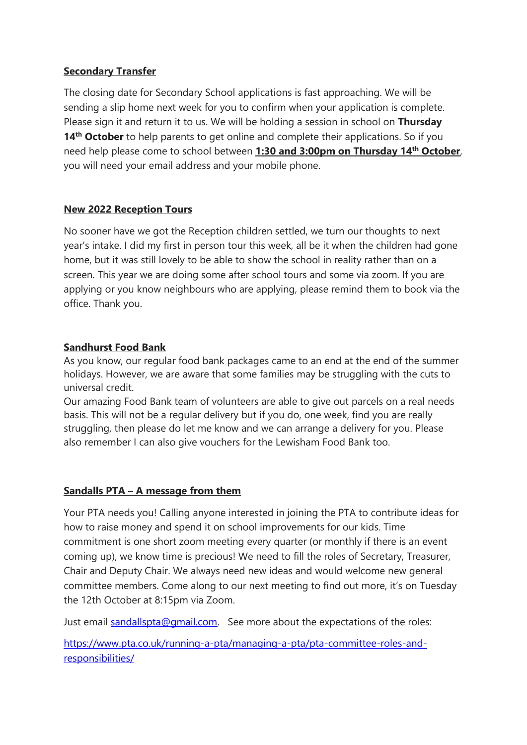**<u>Secondary Transfer</u>**

The closing date for Secondary School applications is fast approaching. We will be sending a slip home next week for you to confirm when your application is complete. Please sign it and return it to us. We will be holding a session in school on **Thursday 14th October** to help parents to get online and complete their applications. So if you need help please come to school between **<u>1:30 and 3:00pm on Thursday 14th October</u>**, you will need your email address and your mobile phone.

**<u>New 2022 Reception Tours</u>**

No sooner have we got the Reception children settled, we turn our thoughts to next year's intake. I did my first in person tour this week, all be it when the children had gone home, but it was still lovely to be able to show the school in reality rather than on a screen. This year we are doing some after school tours and some via zoom. If you are applying or you know neighbours who are applying, please remind them to book via the office. Thank you.

**<u>Sandhurst Food Bank</u>**

As you know, our regular food bank packages came to an end at the end of the summer holidays. However, we are aware that some families may be struggling with the cuts to universal credit.

Our amazing Food Bank team of volunteers are able to give out parcels on a real needs basis. This will not be a regular delivery but if you do, one week, find you are really struggling, then please do let me know and we can arrange a delivery for you. Please also remember I can also give vouchers for the Lewisham Food Bank too.

**<u>Sandalls PTA – A message from them</u>**

Your PTA needs you! Calling anyone interested in joining the PTA to contribute ideas for how to raise money and spend it on school improvements for our kids. Time commitment is one short zoom meeting every quarter (or monthly if there is an event coming up), we know time is precious! We need to fill the roles of Secretary, Treasurer, Chair and Deputy Chair. We always need new ideas and would welcome new general committee members. Come along to our next meeting to find out more, it's on Tuesday the 12th October at 8:15pm via Zoom.

Just email [sandallspta@gmail.com](mailto:sandallspta@gmail.com). See more about the expectations of the roles:

[https://www.pta.co.uk/running-a-pta/managing-a-pta/pta-committee-roles-and-responsibilities/](https://www.pta.co.uk/running-a-pta/managing-a-pta/pta-committee-roles-and-responsibilities/)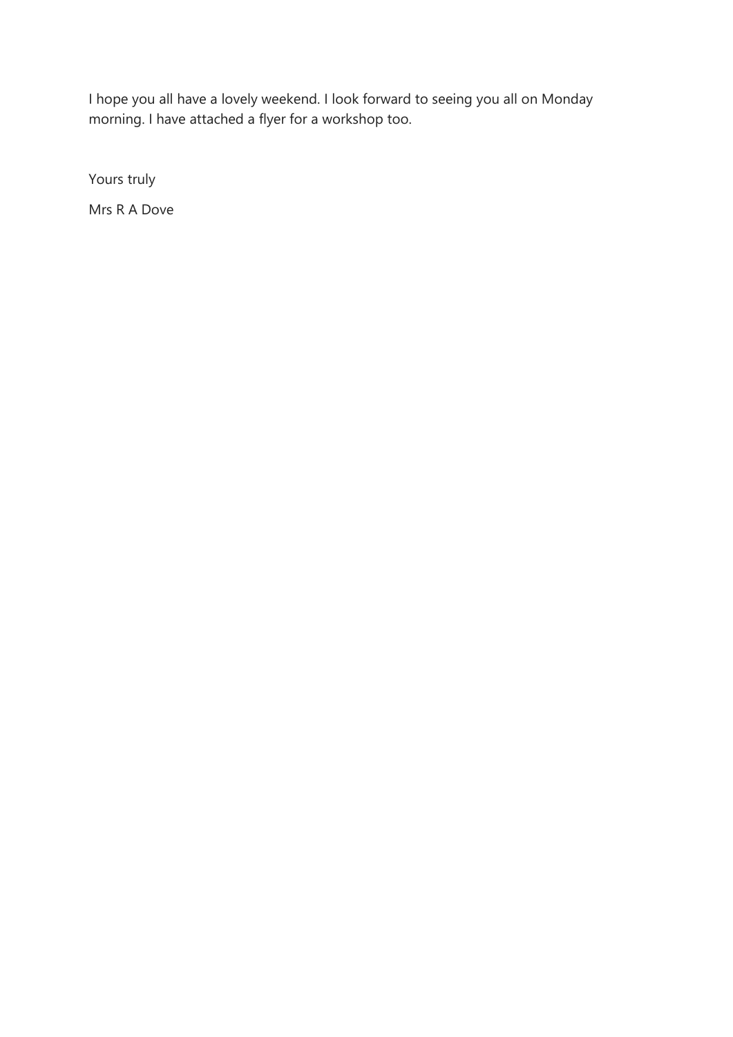I hope you all have a lovely weekend. I look forward to seeing you all on Monday morning. I have attached a flyer for a workshop too.

Yours truly

Mrs R A Dove